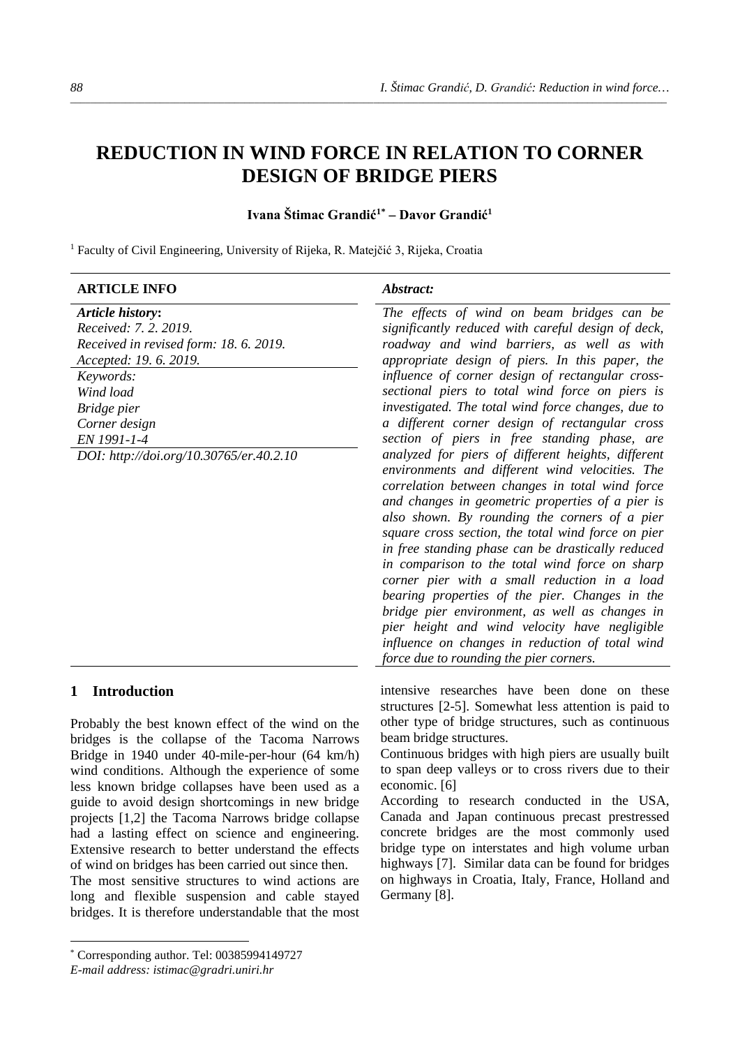# REDUCTION IN WIND FORCE IN RELATION TO CORNER DESIGN OF BRIDGE PIERS

**Ivana Štimac Grandić[1*] – Davor Grandić[1]**

[1] Faculty of Civil Engineering, University of Rijeka, R. Matejčić 3, Rijeka, Croatia

**ARTICLE INFO**

***Article history*:**
*Received: 7. 2. 2019.*
*Received in revised form: 18. 6. 2019.*
*Accepted: 19. 6. 2019.*

*Keywords:*
*Wind load*
*Bridge pier*
*Corner design*
*EN 1991-1-4*

*DOI: http://doi.org/10.30765/er.40.2.10*

***Abstract:***

*The effects of wind on beam bridges can be significantly reduced with careful design of deck, roadway and wind barriers, as well as with appropriate design of piers. In this paper, the influence of corner design of rectangular cross-sectional piers to total wind force on piers is investigated. The total wind force changes, due to a different corner design of rectangular cross section of piers in free standing phase, are analyzed for piers of different heights, different environments and different wind velocities. The correlation between changes in total wind force and changes in geometric properties of a pier is also shown. By rounding the corners of a pier square cross section, the total wind force on pier in free standing phase can be drastically reduced in comparison to the total wind force on sharp corner pier with a small reduction in a load bearing properties of the pier. Changes in the bridge pier environment, as well as changes in pier height and wind velocity have negligible influence on changes in reduction of total wind force due to rounding the pier corners.*

## 1 Introduction

Probably the best known effect of the wind on the bridges is the collapse of the Tacoma Narrows Bridge in 1940 under 40-mile-per-hour (64 km/h) wind conditions. Although the experience of some less known bridge collapses have been used as a guide to avoid design shortcomings in new bridge projects [1,2] the Tacoma Narrows bridge collapse had a lasting effect on science and engineering. Extensive research to better understand the effects of wind on bridges has been carried out since then.

The most sensitive structures to wind actions are long and flexible suspension and cable stayed bridges. It is therefore understandable that the most intensive researches have been done on these structures [2-5]. Somewhat less attention is paid to other type of bridge structures, such as continuous beam bridge structures.

Continuous bridges with high piers are usually built to span deep valleys or to cross rivers due to their economic. [6]

According to research conducted in the USA, Canada and Japan continuous precast prestressed concrete bridges are the most commonly used bridge type on interstates and high volume urban highways [7]. Similar data can be found for bridges on highways in Croatia, Italy, France, Holland and Germany [8].

[*] Corresponding author. Tel: 00385994149727
*E-mail address: istimac@gradri.uniri.hr*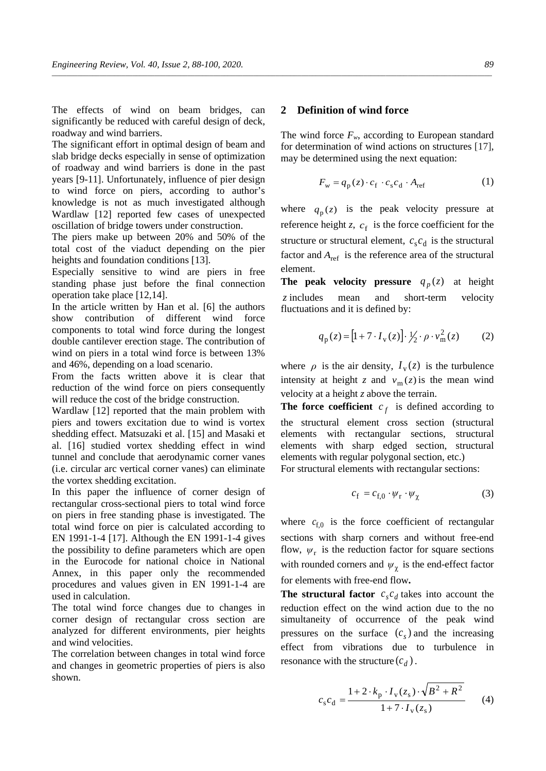The effects of wind on beam bridges, can significantly be reduced with careful design of deck, roadway and wind barriers.

The significant effort in optimal design of beam and slab bridge decks especially in sense of optimization of roadway and wind barriers is done in the past years [9-11]. Unfortunately, influence of pier design to wind force on piers, according to author's knowledge is not as much investigated although Wardlaw [12] reported few cases of unexpected oscillation of bridge towers under construction.

The piers make up between 20% and 50% of the total cost of the viaduct depending on the pier heights and foundation conditions [13].

Especially sensitive to wind are piers in free standing phase just before the final connection operation take place [12,14].

In the article written by Han et al. [6] the authors show contribution of different wind force components to total wind force during the longest double cantilever erection stage. The contribution of wind on piers in a total wind force is between 13% and 46%, depending on a load scenario.

From the facts written above it is clear that reduction of the wind force on piers consequently will reduce the cost of the bridge construction.

Wardlaw [12] reported that the main problem with piers and towers excitation due to wind is vortex shedding effect. Matsuzaki et al. [15] and Masaki et al. [16] studied vortex shedding effect in wind tunnel and conclude that aerodynamic corner vanes (i.e. circular arc vertical corner vanes) can eliminate the vortex shedding excitation.

In this paper the influence of corner design of rectangular cross-sectional piers to total wind force on piers in free standing phase is investigated. The total wind force on pier is calculated according to EN 1991-1-4 [17]. Although the EN 1991-1-4 gives the possibility to define parameters which are open in the Eurocode for national choice in National Annex, in this paper only the recommended procedures and values given in EN 1991-1-4 are used in calculation.

The total wind force changes due to changes in corner design of rectangular cross section are analyzed for different environments, pier heights and wind velocities.

The correlation between changes in total wind force and changes in geometric properties of piers is also shown.

## 2 Definition of wind force

The wind force $F_w$, according to European standard for determination of wind actions on structures [17], may be determined using the next equation:

$$F_w = q_{\mathrm{p}}(z) \cdot c_{\mathrm{f}} \cdot c_{\mathrm{s}} c_{\mathrm{d}} \cdot A_{\mathrm{ref}} \tag{1}$$

where $q_{\mathrm{p}}(z)$ is the peak velocity pressure at reference height $z$, $c_{\mathrm{f}}$ is the force coefficient for the structure or structural element, $c_{\mathrm{s}} c_{\mathrm{d}}$ is the structural factor and $A_{\mathrm{ref}}$ is the reference area of the structural element.

**The peak velocity pressure** $q_p(z)$ at height $z$ includes mean and short-term velocity fluctuations and it is defined by:

$$q_{\mathrm{p}}(z) = \left[1 + 7 \cdot I_{\mathrm{v}}(z)\right] \cdot \tfrac{1}{2} \cdot \rho \cdot v_{\mathrm{m}}^2(z) \tag{2}$$

where $\rho$ is the air density, $I_{\mathrm{v}}(z)$ is the turbulence intensity at height $z$ and $v_{\mathrm{m}}(z)$ is the mean wind velocity at a height $z$ above the terrain.

**The force coefficient** $c_f$ is defined according to the structural element cross section (structural elements with rectangular sections, structural elements with sharp edged section, structural elements with regular polygonal section, etc.)

For structural elements with rectangular sections:

$$c_{\mathrm{f}} = c_{\mathrm{f,0}} \cdot \psi_{\mathrm{r}} \cdot \psi_{\chi} \tag{3}$$

where $c_{\mathrm{f,0}}$ is the force coefficient of rectangular sections with sharp corners and without free-end flow, $\psi_{\mathrm{r}}$ is the reduction factor for square sections with rounded corners and $\psi_{\chi}$ is the end-effect factor for elements with free-end flow**.**

**The structural factor** $c_s c_d$ takes into account the reduction effect on the wind action due to the no simultaneity of occurrence of the peak wind pressures on the surface $(c_s)$ and the increasing effect from vibrations due to turbulence in resonance with the structure $(c_d)$.

$$c_s c_{\mathrm{d}} = \frac{1 + 2 \cdot k_{\mathrm{p}} \cdot I_{\mathrm{v}}(z_{\mathrm{s}}) \cdot \sqrt{B^2 + R^2}}{1 + 7 \cdot I_{\mathrm{v}}(z_{\mathrm{s}})} \tag{4}$$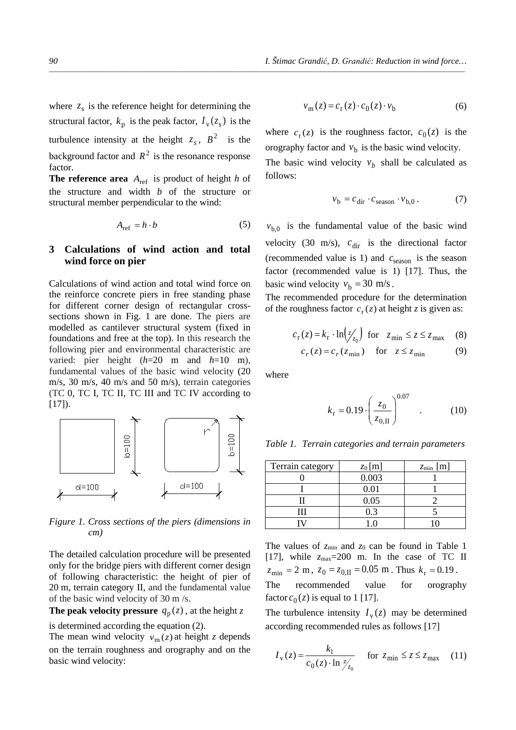where $z_s$ is the reference height for determining the structural factor, $k_p$ is the peak factor, $I_v(z_s)$ is the turbulence intensity at the height $z_s$, $B^2$ is the background factor and $R^2$ is the resonance response factor.

**The reference area** $A_{ref}$ is product of height *h* of the structure and width *b* of the structure or structural member perpendicular to the wind:

$$A_{ref} = h \cdot b \tag{5}$$

## 3 Calculations of wind action and total wind force on pier

Calculations of wind action and total wind force on the reinforce concrete piers in free standing phase for different corner design of rectangular cross-sections shown in Fig. 1 are done. The piers are modelled as cantilever structural system (fixed in foundations and free at the top). In this research the following pier and environmental characteristic are varied: pier height (*h*=20 m and *h*=10 m), fundamental values of the basic wind velocity (20 m/s, 30 m/s, 40 m/s and 50 m/s), terrain categories (TC 0, TC I, TC II, TC III and TC IV according to [17]).

*Figure 1. Cross sections of the piers (dimensions in cm)*

The detailed calculation procedure will be presented only for the bridge piers with different corner design of following characteristic: the height of pier of 20 m, terrain category II, and the fundamental value of the basic wind velocity of 30 m /s.

**The peak velocity pressure** $q_p(z)$, at the height *z* is determined according the equation (2).

The mean wind velocity $v_m(z)$ at height *z* depends on the terrain roughness and orography and on the basic wind velocity:

$$v_m(z) = c_r(z) \cdot c_0(z) \cdot v_b \tag{6}$$

where $c_r(z)$ is the roughness factor, $c_0(z)$ is the orography factor and $v_b$ is the basic wind velocity.

The basic wind velocity $v_b$ shall be calculated as follows:

$$v_b = c_{dir} \cdot c_{season} \cdot v_{b,0}\,. \tag{7}$$

$v_{b,0}$ is the fundamental value of the basic wind velocity (30 m/s), $c_{dir}$ is the directional factor (recommended value is 1) and $c_{season}$ is the season factor (recommended value is 1) [17]. Thus, the basic wind velocity $v_b = 30$ m/s.

The recommended procedure for the determination of the roughness factor $c_r(z)$ at height *z* is given as:

$$c_r(z) = k_r \cdot \ln\left(z/z_0\right) \quad \text{for} \quad z_{min} \le z \le z_{max} \tag{8}$$

$$c_r(z) = c_r(z_{min}) \quad \text{for} \quad z \le z_{min} \tag{9}$$

where

$$k_r = 0.19 \cdot \left(\frac{z_0}{z_{0,II}}\right)^{0.07}\,. \tag{10}$$

*Table 1. Terrain categories and terrain parameters*

| Terrain category | $z_0$ [m] | $z_{min}$ [m] |
|---|---|---|
| 0 | 0.003 | 1 |
| I | 0.01 | 1 |
| II | 0.05 | 2 |
| III | 0.3 | 5 |
| IV | 1.0 | 10 |

The values of $z_{min}$ and $z_0$ can be found in Table 1 [17], while $z_{max}$=200 m. In the case of TC II $z_{min} = 2$ m, $z_0 = z_{0,II} = 0.05$ m. Thus $k_r = 0.19$.

The recommended value for orography factor $c_0(z)$ is equal to 1 [17].

The turbulence intensity $I_v(z)$ may be determined according recommended rules as follows [17]

$$I_v(z) = \frac{k_1}{c_0(z) \cdot \ln z/z_0} \quad \text{for } z_{min} \le z \le z_{max} \tag{11}$$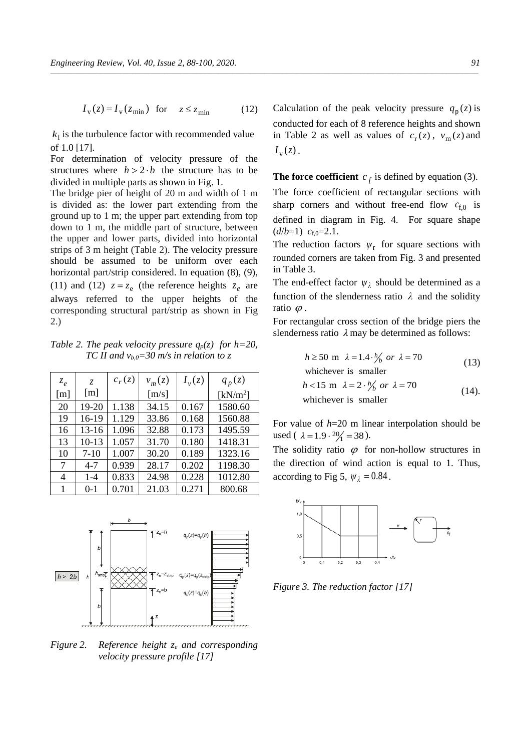$$I_v(z) = I_v(z_{\min}) \quad \text{for} \quad z \le z_{\min} \tag{12}$$

$k_1$ is the turbulence factor with recommended value of 1.0 [17].

For determination of velocity pressure of the structures where $h > 2 \cdot b$ the structure has to be divided in multiple parts as shown in Fig. 1.

The bridge pier of height of 20 m and width of 1 m is divided as: the lower part extending from the ground up to 1 m; the upper part extending from top down to 1 m, the middle part of structure, between the upper and lower parts, divided into horizontal strips of 3 m height (Table 2). The velocity pressure should be assumed to be uniform over each horizontal part/strip considered. In equation (8), (9), (11) and (12) $z = z_e$ (the reference heights $z_e$ are always referred to the upper heights of the corresponding structural part/strip as shown in Fig 2.)

*Table 2. The peak velocity pressure $q_p(z)$ for $h$=20, TC II and $v_{b,0}$=30 m/s in relation to z*

| $z_e$ [m] | $z$ [m] | $c_r(z)$ | $v_m(z)$ [m/s] | $I_v(z)$ | $q_p(z)$ [kN/m²] |
|---|---|---|---|---|---|
| 20 | 19-20 | 1.138 | 34.15 | 0.167 | 1580.60 |
| 19 | 16-19 | 1.129 | 33.86 | 0.168 | 1560.88 |
| 16 | 13-16 | 1.096 | 32.88 | 0.173 | 1495.59 |
| 13 | 10-13 | 1.057 | 31.70 | 0.180 | 1418.31 |
| 10 | 7-10 | 1.007 | 30.20 | 0.189 | 1323.16 |
| 7 | 4-7 | 0.939 | 28.17 | 0.202 | 1198.30 |
| 4 | 1-4 | 0.833 | 24.98 | 0.228 | 1012.80 |
| 1 | 0-1 | 0.701 | 21.03 | 0.271 | 800.68 |

*Figure 2. Reference height $z_e$ and corresponding velocity pressure profile [17]*

Calculation of the peak velocity pressure $q_p(z)$ is conducted for each of 8 reference heights and shown in Table 2 as well as values of $c_r(z)$, $v_m(z)$ and $I_v(z)$.

**The force coefficient** $c_f$ is defined by equation (3).

The force coefficient of rectangular sections with sharp corners and without free-end flow $c_{f,0}$ is defined in diagram in Fig. 4. For square shape ($d/b$=1) $c_{f,0}$=2.1.

The reduction factors $\psi_r$ for square sections with rounded corners are taken from Fig. 3 and presented in Table 3.

The end-effect factor $\psi_\lambda$ should be determined as a function of the slenderness ratio $\lambda$ and the solidity ratio $\varphi$.

For rectangular cross section of the bridge piers the slenderness ratio $\lambda$ may be determined as follows:

$$h \ge 50 \text{ m} \quad \lambda = 1.4 \cdot h/b \ \ or \ \ \lambda = 70 \quad \text{whichever is smaller} \tag{13}$$

$$h < 15 \text{ m} \quad \lambda = 2 \cdot h/b \ \ or \ \ \lambda = 70 \quad \text{whichever is smaller} \tag{14}$$

For value of $h$=20 m linear interpolation should be used ($\lambda = 1.9 \cdot 20/1 = 38$).

The solidity ratio $\varphi$ for non-hollow structures in the direction of wind action is equal to 1. Thus, according to Fig 5, $\psi_\lambda = 0.84$.

*Figure 3. The reduction factor [17]*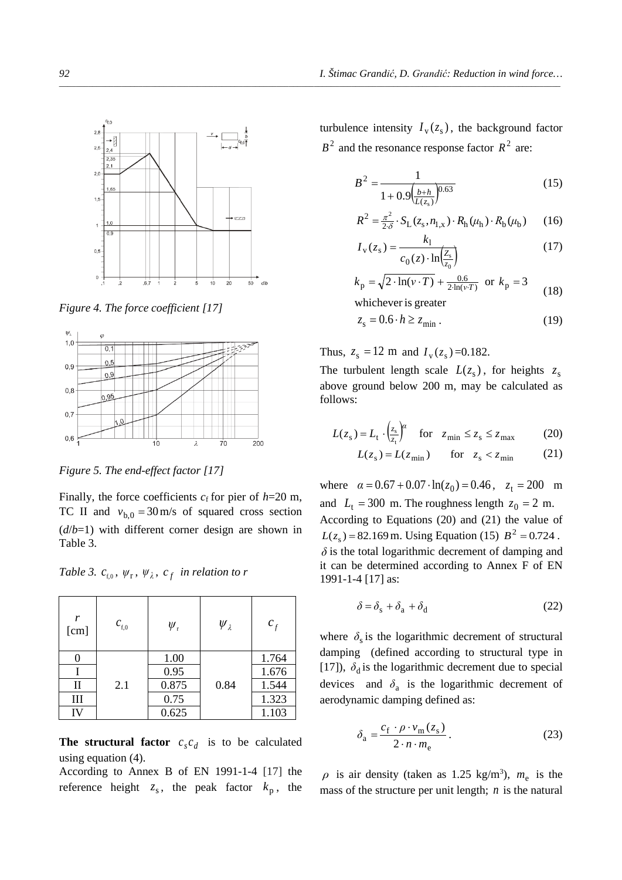*Figure 4. The force coefficient [17]*

*Figure 5. The end-effect factor [17]*

Finally, the force coefficients $c_f$ for pier of $h$=20 m, TC II and $v_{b,0} = 30\,\text{m/s}$ of squared cross section ($d/b$=1) with different corner design are shown in Table 3.

*Table 3. $c_{f,0}$, $\psi_r$, $\psi_\lambda$, $c_f$ in relation to r*

| $r$ [cm] | $c_{f,0}$ | $\psi_r$ | $\psi_\lambda$ | $c_f$ |
|---|---|---|---|---|
| 0 | | 1.00 | | 1.764 |
| I | | 0.95 | | 1.676 |
| II | 2.1 | 0.875 | 0.84 | 1.544 |
| III | | 0.75 | | 1.323 |
| IV | | 0.625 | | 1.103 |

**The structural factor** $c_s c_d$ is to be calculated using equation (4).

According to Annex B of EN 1991-1-4 [17] the reference height $z_s$, the peak factor $k_p$, the turbulence intensity $I_v(z_s)$, the background factor $B^2$ and the resonance response factor $R^2$ are:

$$B^2 = \frac{1}{1 + 0.9\left(\frac{b+h}{L(z_s)}\right)^{0.63}} \tag{15}$$

$$R^2 = \frac{\pi^2}{2\cdot\delta} \cdot S_L(z_s, n_{1,x}) \cdot R_h(\mu_h) \cdot R_b(\mu_b) \tag{16}$$

$$I_v(z_s) = \frac{k_l}{c_0(z)\cdot \ln\left(\frac{z_s}{z_0}\right)} \tag{17}$$

$$k_p = \sqrt{2\cdot \ln(v\cdot T)} + \frac{0.6}{2\cdot\ln(v\cdot T)} \quad \text{or} \quad k_p = 3 \tag{18}$$

whichever is greater

$$z_s = 0.6\cdot h \geq z_{min}\,. \tag{19}$$

Thus, $z_s = 12$ m and $I_v(z_s)$=0.182.

The turbulent length scale $L(z_s)$, for heights $z_s$ above ground below 200 m, may be calculated as follows:

$$L(z_s) = L_t \cdot \left(\frac{z_s}{z_t}\right)^{\alpha} \quad \text{for} \quad z_{min} \leq z_s \leq z_{max} \tag{20}$$

$$L(z_s) = L(z_{min}) \qquad \text{for} \quad z_s < z_{min} \tag{21}$$

where $\alpha = 0.67 + 0.07\cdot \ln(z_0) = 0.46$, $z_t = 200$ m and $L_t = 300$ m. The roughness length $z_0 = 2$ m.

According to Equations (20) and (21) the value of $L(z_s) = 82.169$ m. Using Equation (15) $B^2 = 0.724$.

$\delta$ is the total logarithmic decrement of damping and it can be determined according to Annex F of EN 1991-1-4 [17] as:

$$\delta = \delta_s + \delta_a + \delta_d \tag{22}$$

where $\delta_s$ is the logarithmic decrement of structural damping (defined according to structural type in [17]), $\delta_d$ is the logarithmic decrement due to special devices and $\delta_a$ is the logarithmic decrement of aerodynamic damping defined as:

$$\delta_a = \frac{c_f \cdot \rho \cdot v_m(z_s)}{2\cdot n\cdot m_e}\,. \tag{23}$$

$\rho$ is air density (taken as 1.25 kg/m$^3$), $m_e$ is the mass of the structure per unit length; $n$ is the natural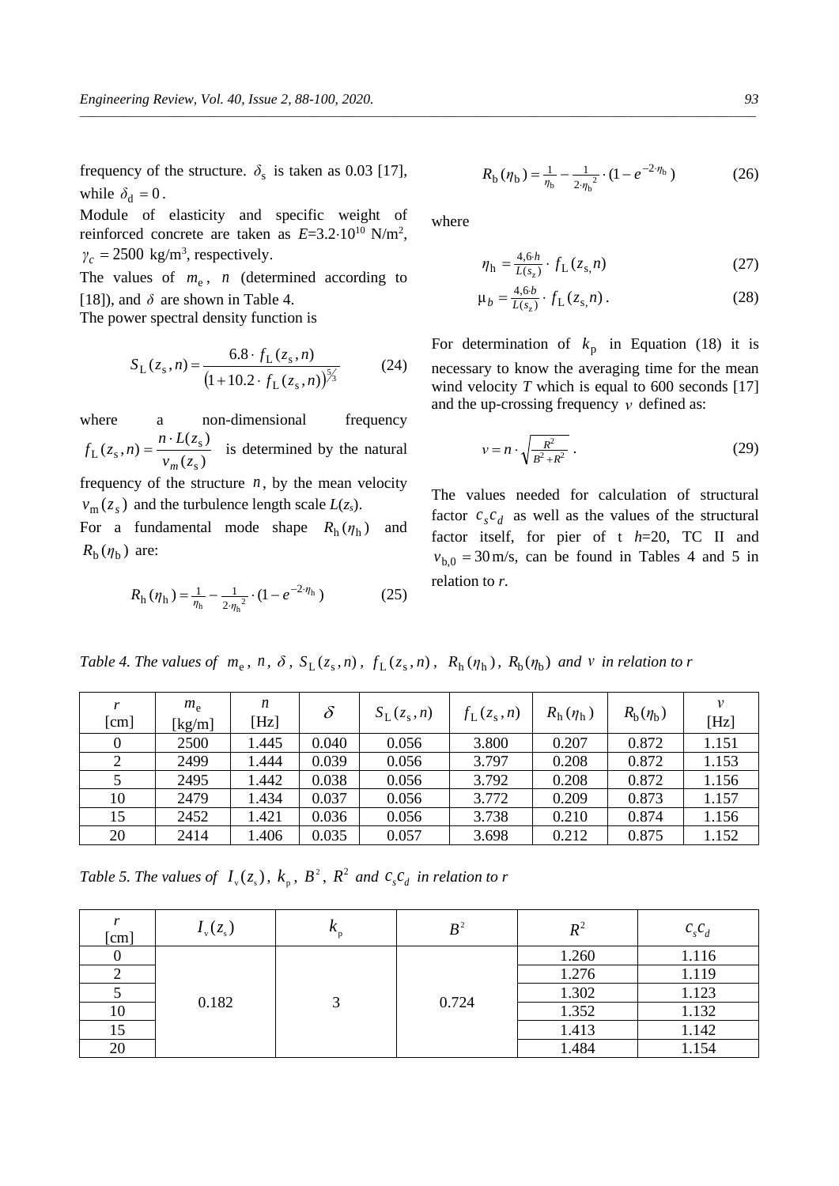frequency of the structure. $\delta_s$ is taken as 0.03 [17], while $\delta_d = 0$.

Module of elasticity and specific weight of reinforced concrete are taken as $E$=3.2·10$^{10}$ N/m$^2$, $\gamma_c = 2500$ kg/m$^3$, respectively.

The values of $m_e$, $n$ (determined according to [18]), and $\delta$ are shown in Table 4.

The power spectral density function is

$$S_L(z_s, n) = \frac{6.8 \cdot f_L(z_s, n)}{\left(1 + 10.2 \cdot f_L(z_s, n)\right)^{5/3}} \tag{24}$$

where a non-dimensional frequency $f_L(z_s, n) = \dfrac{n \cdot L(z_s)}{v_m(z_s)}$ is determined by the natural frequency of the structure $n$, by the mean velocity $v_m(z_s)$ and the turbulence length scale $L(z_s)$.

For a fundamental mode shape $R_h(\eta_h)$ and $R_b(\eta_b)$ are:

$$R_h(\eta_h) = \frac{1}{\eta_h} - \frac{1}{2 \cdot \eta_h^2} \cdot (1 - e^{-2 \cdot \eta_h}) \tag{25}$$

$$R_b(\eta_b) = \frac{1}{\eta_b} - \frac{1}{2 \cdot \eta_b^2} \cdot (1 - e^{-2 \cdot \eta_b}) \tag{26}$$

where

$$\eta_h = \frac{4{,}6 \cdot h}{L(s_z)} \cdot f_L(z_s, n) \tag{27}$$

$$\mu_b = \frac{4{,}6 \cdot b}{L(s_z)} \cdot f_L(z_s, n). \tag{28}$$

For determination of $k_p$ in Equation (18) it is necessary to know the averaging time for the mean wind velocity $T$ which is equal to 600 seconds [17] and the up-crossing frequency $\nu$ defined as:

$$\nu = n \cdot \sqrt{\frac{R^2}{B^2 + R^2}}. \tag{29}$$

The values needed for calculation of structural factor $c_s c_d$ as well as the values of the structural factor itself, for pier of t $h$=20, TC II and $v_{b,0} = 30$ m/s, can be found in Tables 4 and 5 in relation to $r$.

*Table 4. The values of $m_e$, $n$, $\delta$, $S_L(z_s, n)$, $f_L(z_s, n)$, $R_h(\eta_h)$, $R_b(\eta_b)$ and $\nu$ in relation to r*

| $r$ [cm] | $m_e$ [kg/m] | $n$ [Hz] | $\delta$ | $S_L(z_s, n)$ | $f_L(z_s, n)$ | $R_h(\eta_h)$ | $R_b(\eta_b)$ | $\nu$ [Hz] |
|---|---|---|---|---|---|---|---|---|
| 0 | 2500 | 1.445 | 0.040 | 0.056 | 3.800 | 0.207 | 0.872 | 1.151 |
| 2 | 2499 | 1.444 | 0.039 | 0.056 | 3.797 | 0.208 | 0.872 | 1.153 |
| 5 | 2495 | 1.442 | 0.038 | 0.056 | 3.792 | 0.208 | 0.872 | 1.156 |
| 10 | 2479 | 1.434 | 0.037 | 0.056 | 3.772 | 0.209 | 0.873 | 1.157 |
| 15 | 2452 | 1.421 | 0.036 | 0.056 | 3.738 | 0.210 | 0.874 | 1.156 |
| 20 | 2414 | 1.406 | 0.035 | 0.057 | 3.698 | 0.212 | 0.875 | 1.152 |

*Table 5. The values of $I_v(z_s)$, $k_p$, $B^2$, $R^2$ and $c_s c_d$ in relation to r*

| $r$ [cm] | $I_v(z_s)$ | $k_p$ | $B^2$ | $R^2$ | $c_s c_d$ |
|---|---|---|---|---|---|
| 0 | 0.182 | 3 | 0.724 | 1.260 | 1.116 |
| 2 | | | | 1.276 | 1.119 |
| 5 | | | | 1.302 | 1.123 |
| 10 | | | | 1.352 | 1.132 |
| 15 | | | | 1.413 | 1.142 |
| 20 | | | | 1.484 | 1.154 |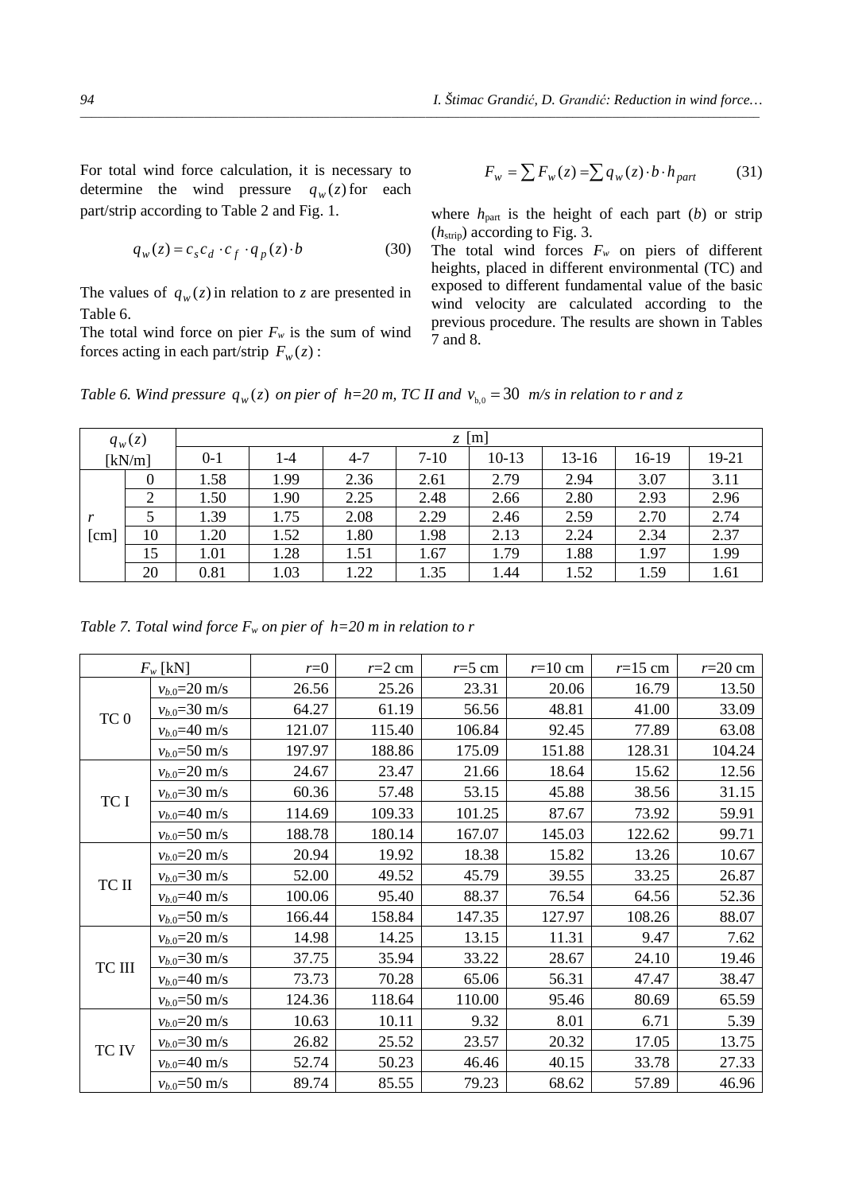For total wind force calculation, it is necessary to determine the wind pressure $q_w(z)$ for each part/strip according to Table 2 and Fig. 1.

$$q_w(z) = c_s c_d \cdot c_f \cdot q_p(z) \cdot b \tag{30}$$

The values of $q_w(z)$ in relation to $z$ are presented in Table 6.

The total wind force on pier $F_w$ is the sum of wind forces acting in each part/strip $F_w(z)$:

$$F_w = \sum F_w(z) = \sum q_w(z) \cdot b \cdot h_{part} \tag{31}$$

where $h_{\text{part}}$ is the height of each part ($b$) or strip ($h_{\text{strip}}$) according to Fig. 3.

The total wind forces $F_w$ on piers of different heights, placed in different environmental (TC) and exposed to different fundamental value of the basic wind velocity are calculated according to the previous procedure. The results are shown in Tables 7 and 8.

*Table 6. Wind pressure $q_w(z)$ on pier of h=20 m, TC II and $v_{b,0} = 30$ m/s in relation to r and z*

| $q_w(z)$ [kN/m] | | $z$ [m] | | | | | | | |
|---|---|---|---|---|---|---|---|---|---|
| | | 0-1 | 1-4 | 4-7 | 7-10 | 10-13 | 13-16 | 16-19 | 19-21 |
| $r$ [cm] | 0 | 1.58 | 1.99 | 2.36 | 2.61 | 2.79 | 2.94 | 3.07 | 3.11 |
| | 2 | 1.50 | 1.90 | 2.25 | 2.48 | 2.66 | 2.80 | 2.93 | 2.96 |
| | 5 | 1.39 | 1.75 | 2.08 | 2.29 | 2.46 | 2.59 | 2.70 | 2.74 |
| | 10 | 1.20 | 1.52 | 1.80 | 1.98 | 2.13 | 2.24 | 2.34 | 2.37 |
| | 15 | 1.01 | 1.28 | 1.51 | 1.67 | 1.79 | 1.88 | 1.97 | 1.99 |
| | 20 | 0.81 | 1.03 | 1.22 | 1.35 | 1.44 | 1.52 | 1.59 | 1.61 |

*Table 7. Total wind force $F_w$ on pier of h=20 m in relation to r*

| $F_w$ [kN] | | $r$=0 | $r$=2 cm | $r$=5 cm | $r$=10 cm | $r$=15 cm | $r$=20 cm |
|---|---|---|---|---|---|---|---|
| TC 0 | $v_{b,0}$=20 m/s | 26.56 | 25.26 | 23.31 | 20.06 | 16.79 | 13.50 |
| | $v_{b,0}$=30 m/s | 64.27 | 61.19 | 56.56 | 48.81 | 41.00 | 33.09 |
| | $v_{b,0}$=40 m/s | 121.07 | 115.40 | 106.84 | 92.45 | 77.89 | 63.08 |
| | $v_{b,0}$=50 m/s | 197.97 | 188.86 | 175.09 | 151.88 | 128.31 | 104.24 |
| TC I | $v_{b,0}$=20 m/s | 24.67 | 23.47 | 21.66 | 18.64 | 15.62 | 12.56 |
| | $v_{b,0}$=30 m/s | 60.36 | 57.48 | 53.15 | 45.88 | 38.56 | 31.15 |
| | $v_{b,0}$=40 m/s | 114.69 | 109.33 | 101.25 | 87.67 | 73.92 | 59.91 |
| | $v_{b,0}$=50 m/s | 188.78 | 180.14 | 167.07 | 145.03 | 122.62 | 99.71 |
| TC II | $v_{b,0}$=20 m/s | 20.94 | 19.92 | 18.38 | 15.82 | 13.26 | 10.67 |
| | $v_{b,0}$=30 m/s | 52.00 | 49.52 | 45.79 | 39.55 | 33.25 | 26.87 |
| | $v_{b,0}$=40 m/s | 100.06 | 95.40 | 88.37 | 76.54 | 64.56 | 52.36 |
| | $v_{b,0}$=50 m/s | 166.44 | 158.84 | 147.35 | 127.97 | 108.26 | 88.07 |
| TC III | $v_{b,0}$=20 m/s | 14.98 | 14.25 | 13.15 | 11.31 | 9.47 | 7.62 |
| | $v_{b,0}$=30 m/s | 37.75 | 35.94 | 33.22 | 28.67 | 24.10 | 19.46 |
| | $v_{b,0}$=40 m/s | 73.73 | 70.28 | 65.06 | 56.31 | 47.47 | 38.47 |
| | $v_{b,0}$=50 m/s | 124.36 | 118.64 | 110.00 | 95.46 | 80.69 | 65.59 |
| TC IV | $v_{b,0}$=20 m/s | 10.63 | 10.11 | 9.32 | 8.01 | 6.71 | 5.39 |
| | $v_{b,0}$=30 m/s | 26.82 | 25.52 | 23.57 | 20.32 | 17.05 | 13.75 |
| | $v_{b,0}$=40 m/s | 52.74 | 50.23 | 46.46 | 40.15 | 33.78 | 27.33 |
| | $v_{b,0}$=50 m/s | 89.74 | 85.55 | 79.23 | 68.62 | 57.89 | 46.96 |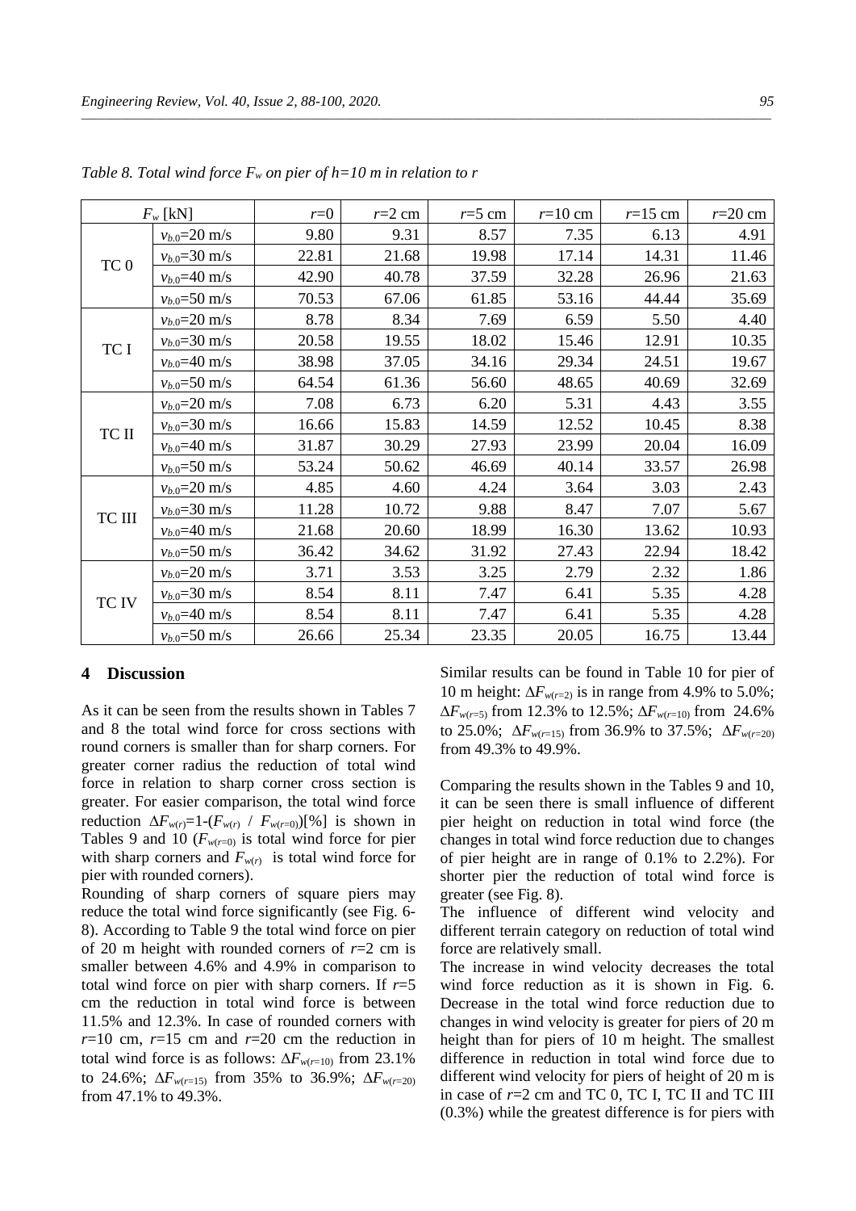*Table 8. Total wind force $F_w$ on pier of $h$=10 m in relation to $r$*

| $F_w$ [kN] | | $r$=0 | $r$=2 cm | $r$=5 cm | $r$=10 cm | $r$=15 cm | $r$=20 cm |
|---|---|---|---|---|---|---|---|
| TC 0 | $v_{b,0}$=20 m/s | 9.80 | 9.31 | 8.57 | 7.35 | 6.13 | 4.91 |
| | $v_{b,0}$=30 m/s | 22.81 | 21.68 | 19.98 | 17.14 | 14.31 | 11.46 |
| | $v_{b,0}$=40 m/s | 42.90 | 40.78 | 37.59 | 32.28 | 26.96 | 21.63 |
| | $v_{b,0}$=50 m/s | 70.53 | 67.06 | 61.85 | 53.16 | 44.44 | 35.69 |
| TC I | $v_{b,0}$=20 m/s | 8.78 | 8.34 | 7.69 | 6.59 | 5.50 | 4.40 |
| | $v_{b,0}$=30 m/s | 20.58 | 19.55 | 18.02 | 15.46 | 12.91 | 10.35 |
| | $v_{b,0}$=40 m/s | 38.98 | 37.05 | 34.16 | 29.34 | 24.51 | 19.67 |
| | $v_{b,0}$=50 m/s | 64.54 | 61.36 | 56.60 | 48.65 | 40.69 | 32.69 |
| TC II | $v_{b,0}$=20 m/s | 7.08 | 6.73 | 6.20 | 5.31 | 4.43 | 3.55 |
| | $v_{b,0}$=30 m/s | 16.66 | 15.83 | 14.59 | 12.52 | 10.45 | 8.38 |
| | $v_{b,0}$=40 m/s | 31.87 | 30.29 | 27.93 | 23.99 | 20.04 | 16.09 |
| | $v_{b,0}$=50 m/s | 53.24 | 50.62 | 46.69 | 40.14 | 33.57 | 26.98 |
| TC III | $v_{b,0}$=20 m/s | 4.85 | 4.60 | 4.24 | 3.64 | 3.03 | 2.43 |
| | $v_{b,0}$=30 m/s | 11.28 | 10.72 | 9.88 | 8.47 | 7.07 | 5.67 |
| | $v_{b,0}$=40 m/s | 21.68 | 20.60 | 18.99 | 16.30 | 13.62 | 10.93 |
| | $v_{b,0}$=50 m/s | 36.42 | 34.62 | 31.92 | 27.43 | 22.94 | 18.42 |
| TC IV | $v_{b,0}$=20 m/s | 3.71 | 3.53 | 3.25 | 2.79 | 2.32 | 1.86 |
| | $v_{b,0}$=30 m/s | 8.54 | 8.11 | 7.47 | 6.41 | 5.35 | 4.28 |
| | $v_{b,0}$=40 m/s | 8.54 | 8.11 | 7.47 | 6.41 | 5.35 | 4.28 |
| | $v_{b,0}$=50 m/s | 26.66 | 25.34 | 23.35 | 20.05 | 16.75 | 13.44 |

## 4 Discussion

As it can be seen from the results shown in Tables 7 and 8 the total wind force for cross sections with round corners is smaller than for sharp corners. For greater corner radius the reduction of total wind force in relation to sharp corner cross section is greater. For easier comparison, the total wind force reduction $\Delta F_{w(r)}=1-(F_{w(r)}\ /\ F_{w(r=0)})$[%] is shown in Tables 9 and 10 ($F_{w(r=0)}$ is total wind force for pier with sharp corners and $F_{w(r)}$ is total wind force for pier with rounded corners).

Rounding of sharp corners of square piers may reduce the total wind force significantly (see Fig. 6-8). According to Table 9 the total wind force on pier of 20 m height with rounded corners of $r$=2 cm is smaller between 4.6% and 4.9% in comparison to total wind force on pier with sharp corners. If $r$=5 cm the reduction in total wind force is between 11.5% and 12.3%. In case of rounded corners with $r$=10 cm, $r$=15 cm and $r$=20 cm the reduction in total wind force is as follows: $\Delta F_{w(r=10)}$ from 23.1% to 24.6%; $\Delta F_{w(r=15)}$ from 35% to 36.9%; $\Delta F_{w(r=20)}$ from 47.1% to 49.3%.

Similar results can be found in Table 10 for pier of 10 m height: $\Delta F_{w(r=2)}$ is in range from 4.9% to 5.0%; $\Delta F_{w(r=5)}$ from 12.3% to 12.5%; $\Delta F_{w(r=10)}$ from 24.6% to 25.0%; $\Delta F_{w(r=15)}$ from 36.9% to 37.5%; $\Delta F_{w(r=20)}$ from 49.3% to 49.9%.

Comparing the results shown in the Tables 9 and 10, it can be seen there is small influence of different pier height on reduction in total wind force (the changes in total wind force reduction due to changes of pier height are in range of 0.1% to 2.2%). For shorter pier the reduction of total wind force is greater (see Fig. 8).

The influence of different wind velocity and different terrain category on reduction of total wind force are relatively small.

The increase in wind velocity decreases the total wind force reduction as it is shown in Fig. 6. Decrease in the total wind force reduction due to changes in wind velocity is greater for piers of 20 m height than for piers of 10 m height. The smallest difference in reduction in total wind force due to different wind velocity for piers of height of 20 m is in case of $r$=2 cm and TC 0, TC I, TC II and TC III (0.3%) while the greatest difference is for piers with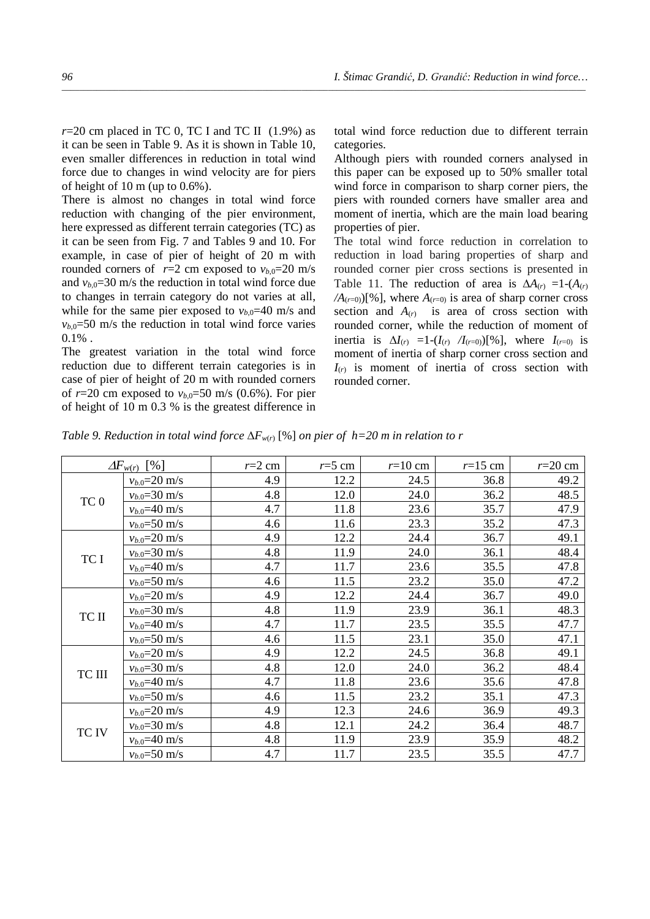$r$=20 cm placed in TC 0, TC I and TC II (1.9%) as it can be seen in Table 9. As it is shown in Table 10, even smaller differences in reduction in total wind force due to changes in wind velocity are for piers of height of 10 m (up to 0.6%).

There is almost no changes in total wind force reduction with changing of the pier environment, here expressed as different terrain categories (TC) as it can be seen from Fig. 7 and Tables 9 and 10. For example, in case of pier of height of 20 m with rounded corners of $r$=2 cm exposed to $v_{b,0}$=20 m/s and $v_{b,0}$=30 m/s the reduction in total wind force due to changes in terrain category do not varies at all, while for the same pier exposed to $v_{b,0}$=40 m/s and $v_{b,0}$=50 m/s the reduction in total wind force varies 0.1% .

The greatest variation in the total wind force reduction due to different terrain categories is in case of pier of height of 20 m with rounded corners of $r$=20 cm exposed to $v_{b,0}$=50 m/s (0.6%). For pier of height of 10 m 0.3 % is the greatest difference in total wind force reduction due to different terrain categories.

Although piers with rounded corners analysed in this paper can be exposed up to 50% smaller total wind force in comparison to sharp corner piers, the piers with rounded corners have smaller area and moment of inertia, which are the main load bearing properties of pier.

The total wind force reduction in correlation to reduction in load baring properties of sharp and rounded corner pier cross sections is presented in Table 11. The reduction of area is $\Delta A_{(r)}$ =1-($A_{(r)}$ /$A_{(r=0)}$)[%], where $A_{(r=0)}$ is area of sharp corner cross section and $A_{(r)}$ is area of cross section with rounded corner, while the reduction of moment of inertia is $\Delta I_{(r)}$ =1-($I_{(r)}$ /$I_{(r=0)}$)[%], where $I_{(r=0)}$ is moment of inertia of sharp corner cross section and $I_{(r)}$ is moment of inertia of cross section with rounded corner.

*Table 9. Reduction in total wind force $\Delta F_{w(r)}$ [%] on pier of h=20 m in relation to r*

| $\Delta F_{w(r)}$ [%] | | $r$=2 cm | $r$=5 cm | $r$=10 cm | $r$=15 cm | $r$=20 cm |
|---|---|---|---|---|---|---|
| TC 0 | $v_{b,0}$=20 m/s | 4.9 | 12.2 | 24.5 | 36.8 | 49.2 |
| | $v_{b,0}$=30 m/s | 4.8 | 12.0 | 24.0 | 36.2 | 48.5 |
| | $v_{b,0}$=40 m/s | 4.7 | 11.8 | 23.6 | 35.7 | 47.9 |
| | $v_{b,0}$=50 m/s | 4.6 | 11.6 | 23.3 | 35.2 | 47.3 |
| TC I | $v_{b,0}$=20 m/s | 4.9 | 12.2 | 24.4 | 36.7 | 49.1 |
| | $v_{b,0}$=30 m/s | 4.8 | 11.9 | 24.0 | 36.1 | 48.4 |
| | $v_{b,0}$=40 m/s | 4.7 | 11.7 | 23.6 | 35.5 | 47.8 |
| | $v_{b,0}$=50 m/s | 4.6 | 11.5 | 23.2 | 35.0 | 47.2 |
| TC II | $v_{b,0}$=20 m/s | 4.9 | 12.2 | 24.4 | 36.7 | 49.0 |
| | $v_{b,0}$=30 m/s | 4.8 | 11.9 | 23.9 | 36.1 | 48.3 |
| | $v_{b,0}$=40 m/s | 4.7 | 11.7 | 23.5 | 35.5 | 47.7 |
| | $v_{b,0}$=50 m/s | 4.6 | 11.5 | 23.1 | 35.0 | 47.1 |
| TC III | $v_{b,0}$=20 m/s | 4.9 | 12.2 | 24.5 | 36.8 | 49.1 |
| | $v_{b,0}$=30 m/s | 4.8 | 12.0 | 24.0 | 36.2 | 48.4 |
| | $v_{b,0}$=40 m/s | 4.7 | 11.8 | 23.6 | 35.6 | 47.8 |
| | $v_{b,0}$=50 m/s | 4.6 | 11.5 | 23.2 | 35.1 | 47.3 |
| TC IV | $v_{b,0}$=20 m/s | 4.9 | 12.3 | 24.6 | 36.9 | 49.3 |
| | $v_{b,0}$=30 m/s | 4.8 | 12.1 | 24.2 | 36.4 | 48.7 |
| | $v_{b,0}$=40 m/s | 4.8 | 11.9 | 23.9 | 35.9 | 48.2 |
| | $v_{b,0}$=50 m/s | 4.7 | 11.7 | 23.5 | 35.5 | 47.7 |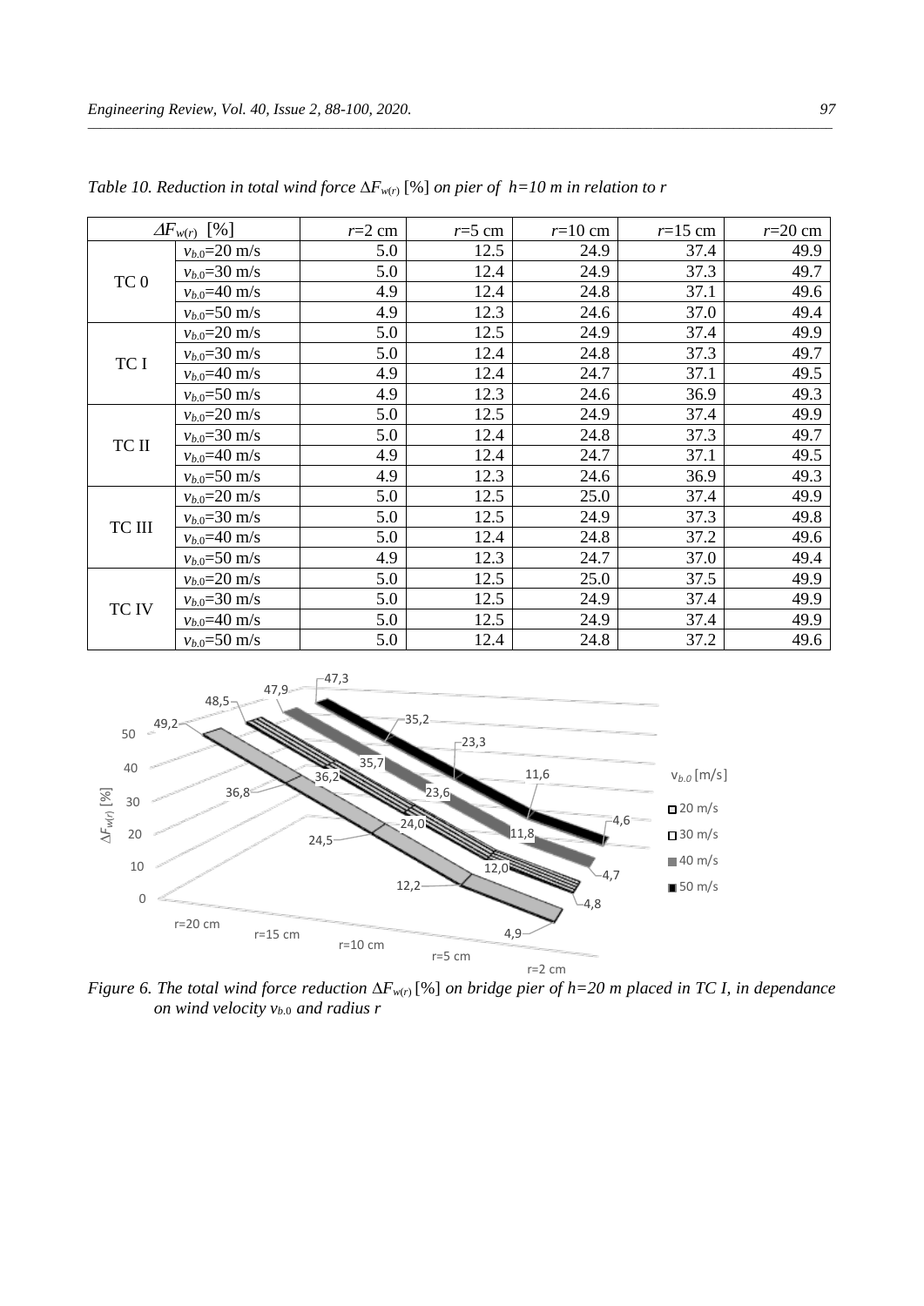*Table 10. Reduction in total wind force $\Delta F_{w(r)}$ [%] on pier of $h$=10 m in relation to r*

| $\Delta F_{w(r)}$ [%] | | $r$=2 cm | $r$=5 cm | $r$=10 cm | $r$=15 cm | $r$=20 cm |
|---|---|---|---|---|---|---|
| TC 0 | $v_{b.0}$=20 m/s | 5.0 | 12.5 | 24.9 | 37.4 | 49.9 |
| | $v_{b.0}$=30 m/s | 5.0 | 12.4 | 24.9 | 37.3 | 49.7 |
| | $v_{b.0}$=40 m/s | 4.9 | 12.4 | 24.8 | 37.1 | 49.6 |
| | $v_{b.0}$=50 m/s | 4.9 | 12.3 | 24.6 | 37.0 | 49.4 |
| TC I | $v_{b.0}$=20 m/s | 5.0 | 12.5 | 24.9 | 37.4 | 49.9 |
| | $v_{b.0}$=30 m/s | 5.0 | 12.4 | 24.8 | 37.3 | 49.7 |
| | $v_{b.0}$=40 m/s | 4.9 | 12.4 | 24.7 | 37.1 | 49.5 |
| | $v_{b.0}$=50 m/s | 4.9 | 12.3 | 24.6 | 36.9 | 49.3 |
| TC II | $v_{b.0}$=20 m/s | 5.0 | 12.5 | 24.9 | 37.4 | 49.9 |
| | $v_{b.0}$=30 m/s | 5.0 | 12.4 | 24.8 | 37.3 | 49.7 |
| | $v_{b.0}$=40 m/s | 4.9 | 12.4 | 24.7 | 37.1 | 49.5 |
| | $v_{b.0}$=50 m/s | 4.9 | 12.3 | 24.6 | 36.9 | 49.3 |
| TC III | $v_{b.0}$=20 m/s | 5.0 | 12.5 | 25.0 | 37.4 | 49.9 |
| | $v_{b.0}$=30 m/s | 5.0 | 12.5 | 24.9 | 37.3 | 49.8 |
| | $v_{b.0}$=40 m/s | 5.0 | 12.4 | 24.8 | 37.2 | 49.6 |
| | $v_{b.0}$=50 m/s | 4.9 | 12.3 | 24.7 | 37.0 | 49.4 |
| TC IV | $v_{b.0}$=20 m/s | 5.0 | 12.5 | 25.0 | 37.5 | 49.9 |
| | $v_{b.0}$=30 m/s | 5.0 | 12.5 | 24.9 | 37.4 | 49.9 |
| | $v_{b.0}$=40 m/s | 5.0 | 12.5 | 24.9 | 37.4 | 49.9 |
| | $v_{b.0}$=50 m/s | 5.0 | 12.4 | 24.8 | 37.2 | 49.6 |

*Figure 6. The total wind force reduction $\Delta F_{w(r)}$ [%] on bridge pier of h=20 m placed in TC I, in dependance on wind velocity $v_{b.0}$ and radius r*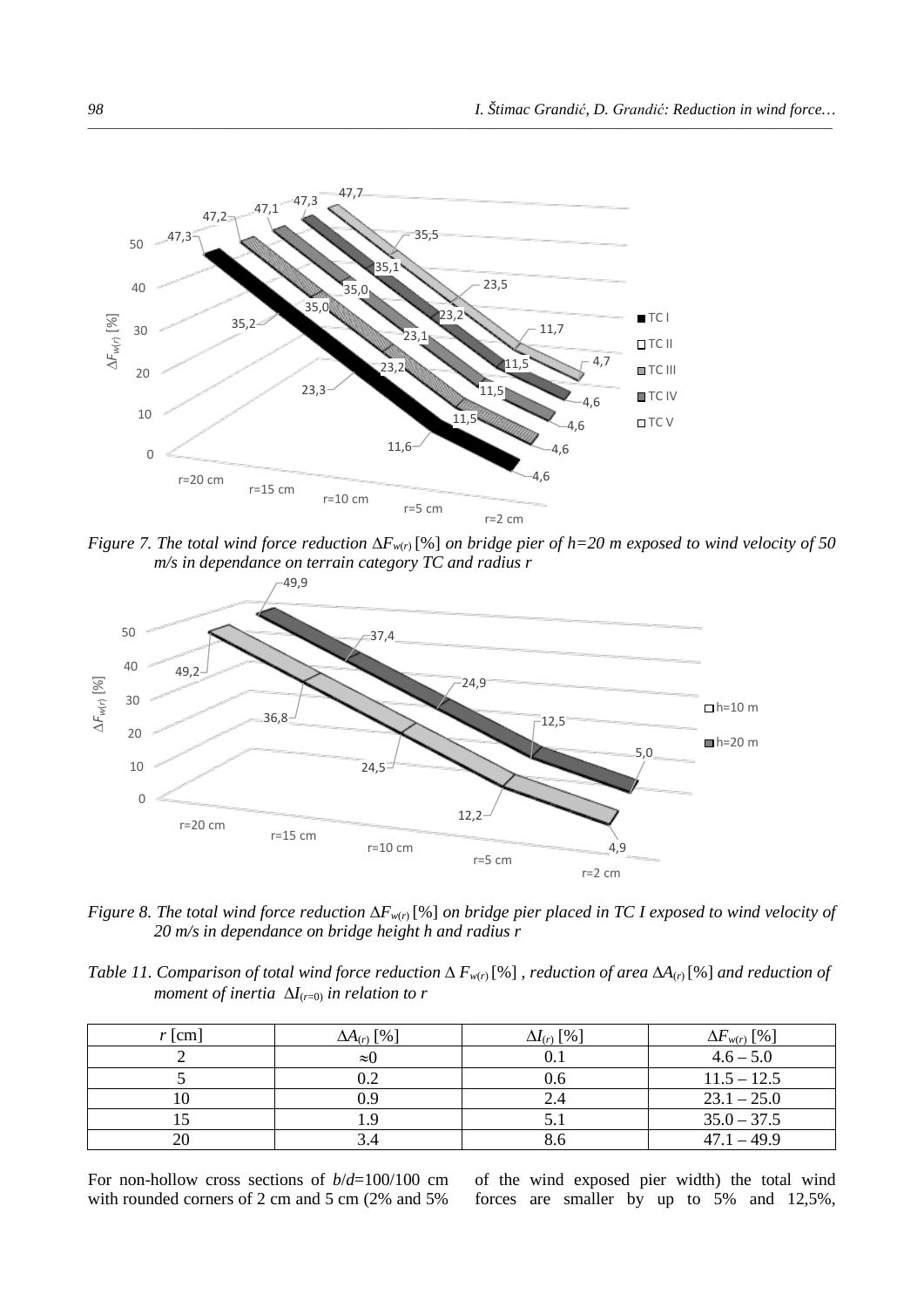*Figure 7. The total wind force reduction $\Delta F_{w(r)}$ [%] on bridge pier of h=20 m exposed to wind velocity of 50 m/s in dependance on terrain category TC and radius r*

*Figure 8. The total wind force reduction $\Delta F_{w(r)}$ [%] on bridge pier placed in TC I exposed to wind velocity of 20 m/s in dependance on bridge height h and radius r*

*Table 11. Comparison of total wind force reduction $\Delta F_{w(r)}$ [%] , reduction of area $\Delta A_{(r)}$ [%] and reduction of moment of inertia $\Delta I_{(r=0)}$ in relation to r*

| $r$ [cm] | $\Delta A_{(r)}$ [%] | $\Delta I_{(r)}$ [%] | $\Delta F_{w(r)}$ [%] |
|---|---|---|---|
| 2 | ≈0 | 0.1 | 4.6 – 5.0 |
| 5 | 0.2 | 0.6 | 11.5 – 12.5 |
| 10 | 0.9 | 2.4 | 23.1 – 25.0 |
| 15 | 1.9 | 5.1 | 35.0 – 37.5 |
| 20 | 3.4 | 8.6 | 47.1 – 49.9 |

For non-hollow cross sections of $b/d$=100/100 cm with rounded corners of 2 cm and 5 cm (2% and 5% of the wind exposed pier width) the total wind forces are smaller by up to 5% and 12,5%,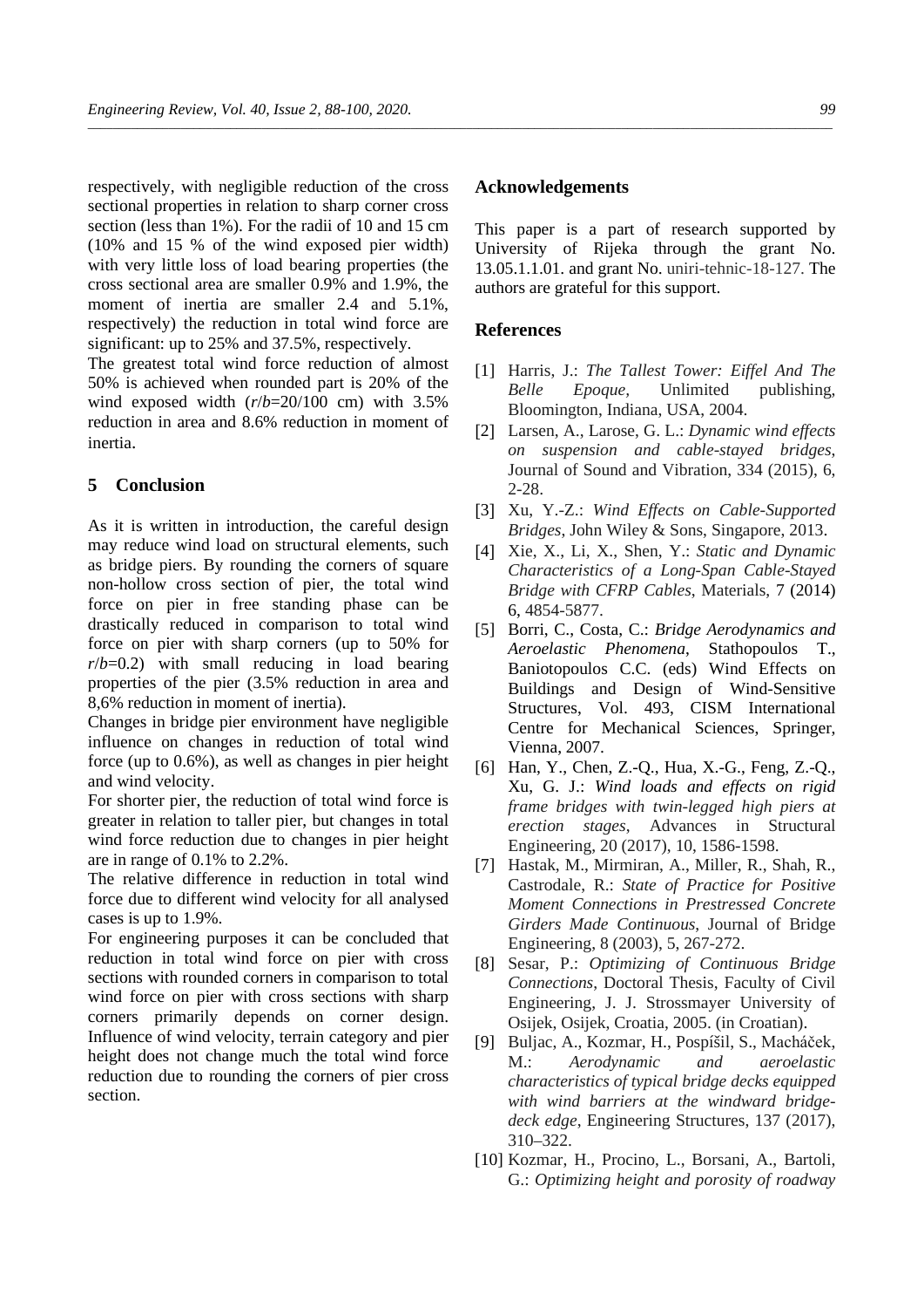respectively, with negligible reduction of the cross sectional properties in relation to sharp corner cross section (less than 1%). For the radii of 10 and 15 cm (10% and 15 % of the wind exposed pier width) with very little loss of load bearing properties (the cross sectional area are smaller 0.9% and 1.9%, the moment of inertia are smaller 2.4 and 5.1%, respectively) the reduction in total wind force are significant: up to 25% and 37.5%, respectively.

The greatest total wind force reduction of almost 50% is achieved when rounded part is 20% of the wind exposed width ($r/b$=20/100 cm) with 3.5% reduction in area and 8.6% reduction in moment of inertia.

## 5 Conclusion

As it is written in introduction, the careful design may reduce wind load on structural elements, such as bridge piers. By rounding the corners of square non-hollow cross section of pier, the total wind force on pier in free standing phase can be drastically reduced in comparison to total wind force on pier with sharp corners (up to 50% for $r/b$=0.2) with small reducing in load bearing properties of the pier (3.5% reduction in area and 8,6% reduction in moment of inertia).

Changes in bridge pier environment have negligible influence on changes in reduction of total wind force (up to 0.6%), as well as changes in pier height and wind velocity.

For shorter pier, the reduction of total wind force is greater in relation to taller pier, but changes in total wind force reduction due to changes in pier height are in range of 0.1% to 2.2%.

The relative difference in reduction in total wind force due to different wind velocity for all analysed cases is up to 1.9%.

For engineering purposes it can be concluded that reduction in total wind force on pier with cross sections with rounded corners in comparison to total wind force on pier with cross sections with sharp corners primarily depends on corner design. Influence of wind velocity, terrain category and pier height does not change much the total wind force reduction due to rounding the corners of pier cross section.

## Acknowledgements

This paper is a part of research supported by University of Rijeka through the grant No. 13.05.1.1.01. and grant No. uniri-tehnic-18-127. The authors are grateful for this support.

## References

[1] Harris, J.: *The Tallest Tower: Eiffel And The Belle Epoque*, Unlimited publishing, Bloomington, Indiana, USA, 2004.

[2] Larsen, A., Larose, G. L.: *Dynamic wind effects on suspension and cable-stayed bridges*, Journal of Sound and Vibration, 334 (2015), 6, 2-28.

[3] Xu, Y.-Z.: *Wind Effects on Cable-Supported Bridges*, John Wiley & Sons, Singapore, 2013.

[4] Xie, X., Li, X., Shen, Y.: *Static and Dynamic Characteristics of a Long-Span Cable-Stayed Bridge with CFRP Cables*, Materials, 7 (2014) 6, 4854-5877.

[5] Borri, C., Costa, C.: *Bridge Aerodynamics and Aeroelastic Phenomena*, Stathopoulos T., Baniotopoulos C.C. (eds) Wind Effects on Buildings and Design of Wind-Sensitive Structures, Vol. 493, CISM International Centre for Mechanical Sciences, Springer, Vienna, 2007.

[6] Han, Y., Chen, Z.-Q., Hua, X.-G., Feng, Z.-Q., Xu, G. J.: *Wind loads and effects on rigid frame bridges with twin-legged high piers at erection stages*, Advances in Structural Engineering, 20 (2017), 10, 1586-1598.

[7] Hastak, M., Mirmiran, A., Miller, R., Shah, R., Castrodale, R.: *State of Practice for Positive Moment Connections in Prestressed Concrete Girders Made Continuous*, Journal of Bridge Engineering, 8 (2003), 5, 267-272.

[8] Sesar, P.: *Optimizing of Continuous Bridge Connections*, Doctoral Thesis, Faculty of Civil Engineering, J. J. Strossmayer University of Osijek, Osijek, Croatia, 2005. (in Croatian).

[9] Buljac, A., Kozmar, H., Pospíšil, S., Macháček, M.: *Aerodynamic and aeroelastic characteristics of typical bridge decks equipped with wind barriers at the windward bridge-deck edge*, Engineering Structures, 137 (2017), 310–322.

[10] Kozmar, H., Procino, L., Borsani, A., Bartoli, G.: *Optimizing height and porosity of roadway*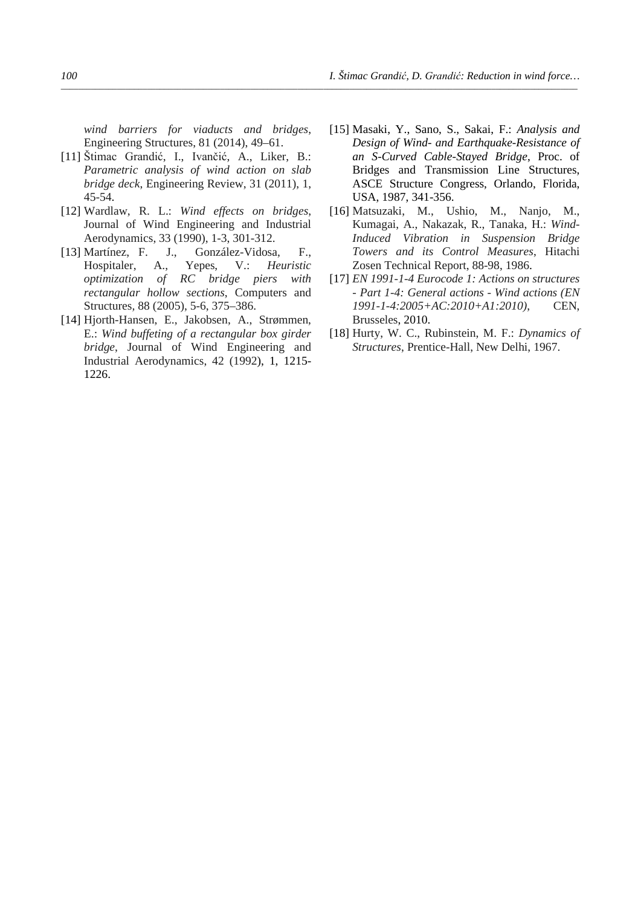*wind barriers for viaducts and bridges*, Engineering Structures, 81 (2014), 49–61.

[11] Štimac Grandić, I., Ivančić, A., Liker, B.: *Parametric analysis of wind action on slab bridge deck*, Engineering Review, 31 (2011), 1, 45-54.

[12] Wardlaw, R. L.: *Wind effects on bridges*, Journal of Wind Engineering and Industrial Aerodynamics, 33 (1990), 1-3, 301-312.

[13] Martínez, F. J., González-Vidosa, F., Hospitaler, A., Yepes, V.: *Heuristic optimization of RC bridge piers with rectangular hollow sections*, Computers and Structures, 88 (2005), 5-6, 375–386.

[14] Hjorth-Hansen, E., Jakobsen, A., Strømmen, E.: *Wind buffeting of a rectangular box girder bridge*, Journal of Wind Engineering and Industrial Aerodynamics, 42 (1992), 1, 1215-1226.

[15] Masaki, Y., Sano, S., Sakai, F.: *Analysis and Design of Wind- and Earthquake-Resistance of an S-Curved Cable-Stayed Bridge*, Proc. of Bridges and Transmission Line Structures, ASCE Structure Congress, Orlando, Florida, USA, 1987, 341-356.

[16] Matsuzaki, M., Ushio, M., Nanjo, M., Kumagai, A., Nakazak, R., Tanaka, H.: *Wind-Induced Vibration in Suspension Bridge Towers and its Control Measures*, Hitachi Zosen Technical Report, 88-98, 1986.

[17] *EN 1991-1-4 Eurocode 1: Actions on structures - Part 1-4: General actions - Wind actions (EN 1991-1-4:2005+AC:2010+A1:2010)*, CEN, Brusseles, 2010.

[18] Hurty, W. C., Rubinstein, M. F.: *Dynamics of Structures*, Prentice-Hall, New Delhi, 1967.